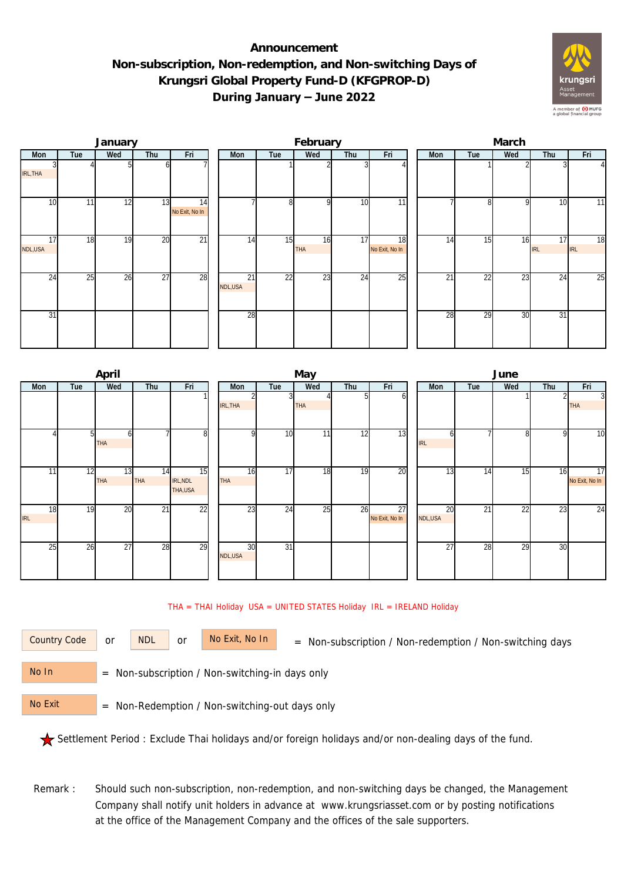# Announcement
## Non-subscription, Non-redemption, and Non-switching Days of Krungsri Global Property Fund-D (KFGPROP-D) During January – June 2022

### January

| Mon | Tue | Wed | Thu | Fri |
|---|---|---|---|---|
| 3 IRL,THA | 4 | 5 | 6 | 7 |
| 10 | 11 | 12 | 13 | 14 No Exit, No In |
| 17 NDL,USA | 18 | 19 | 20 | 21 |
| 24 | 25 | 26 | 27 | 28 |
| 31 | | | | |

### February

| Mon | Tue | Wed | Thu | Fri |
|---|---|---|---|---|
| | 1 | 2 | 3 | 4 |
| 7 | 8 | 9 | 10 | 11 |
| 14 | 15 | 16 THA | 17 | 18 No Exit, No In |
| 21 NDL,USA | 22 | 23 | 24 | 25 |
| 28 | | | | |

### March

| Mon | Tue | Wed | Thu | Fri |
|---|---|---|---|---|
| | 1 | 2 | 3 | 4 |
| 7 | 8 | 9 | 10 | 11 |
| 14 | 15 | 16 | 17 IRL | 18 IRL |
| 21 | 22 | 23 | 24 | 25 |
| 28 | 29 | 30 | 31 | |

### April

| Mon | Tue | Wed | Thu | Fri |
|---|---|---|---|---|
| | | | | 1 |
| 4 | 5 | 6 THA | 7 | 8 |
| 11 | 12 | 13 THA | 14 THA | 15 IRL,NDL THA,USA |
| 18 IRL | 19 | 20 | 21 | 22 |
| 25 | 26 | 27 | 28 | 29 |

### May

| Mon | Tue | Wed | Thu | Fri |
|---|---|---|---|---|
| 2 IRL,THA | 3 | 4 THA | 5 | 6 |
| 9 | 10 | 11 | 12 | 13 |
| 16 THA | 17 | 18 | 19 | 20 |
| 23 | 24 | 25 | 26 | 27 No Exit, No In |
| 30 NDL,USA | 31 | | | |

### June

| Mon | Tue | Wed | Thu | Fri |
|---|---|---|---|---|
| | | 1 | 2 | 3 THA |
| 6 IRL | 7 | 8 | 9 | 10 |
| 13 | 14 | 15 | 16 | 17 No Exit, No In |
| 20 NDL,USA | 21 | 22 | 23 | 24 |
| 27 | 28 | 29 | 30 | |

THA = THAI Holiday USA = UNITED STATES Holiday IRL = IRELAND Holiday

Country Code or NDL or No Exit, No In = Non-subscription / Non-redemption / Non-switching days

No In = Non-subscription / Non-switching-in days only

No Exit = Non-Redemption / Non-switching-out days only

★ Settlement Period : Exclude Thai holidays and/or foreign holidays and/or non-dealing days of the fund.

Remark : Should such non-subscription, non-redemption, and non-switching days be changed, the Management Company shall notify unit holders in advance at www.krungsriasset.com or by posting notifications at the office of the Management Company and the offices of the sale supporters.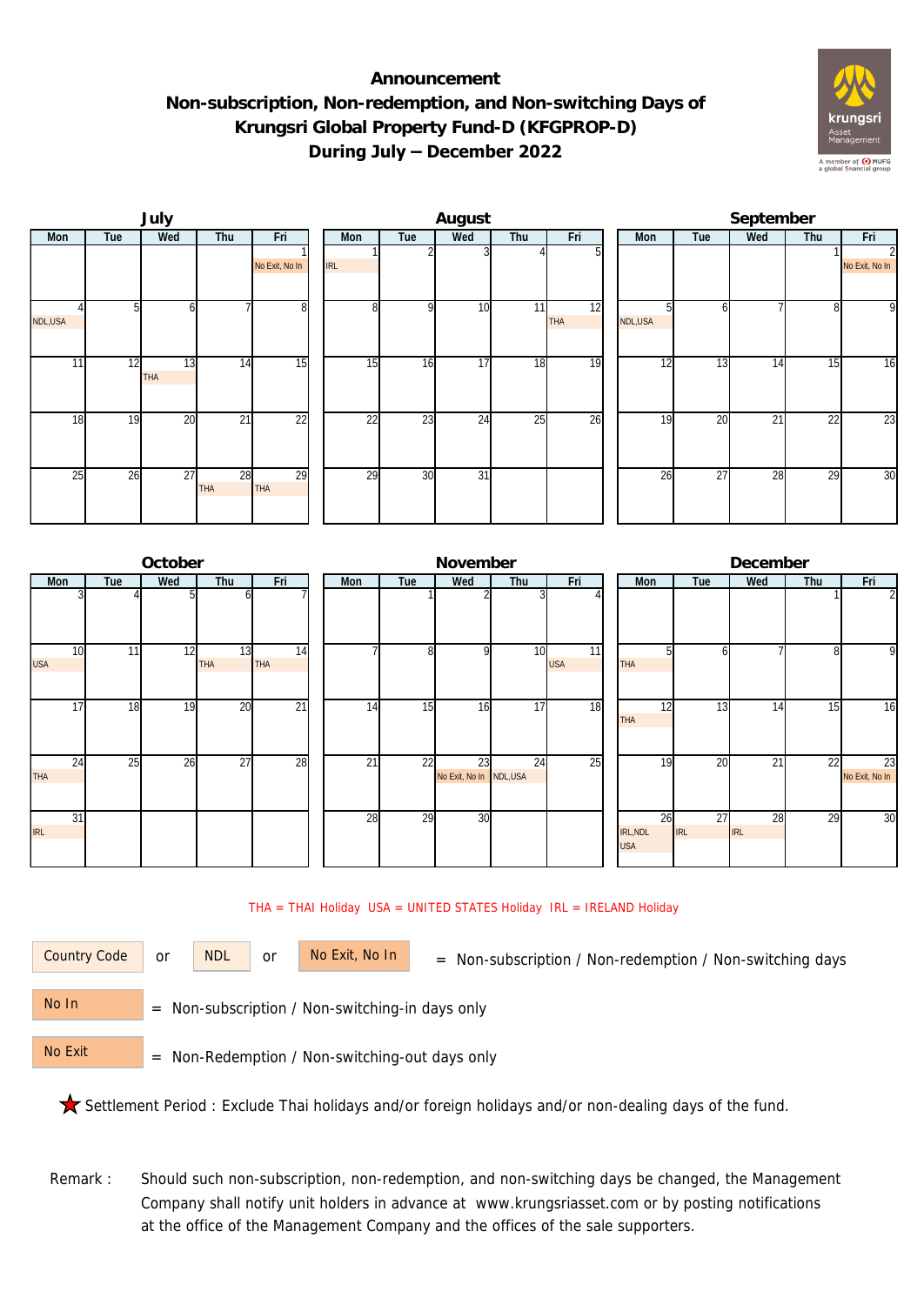# Announcement
# Non-subscription, Non-redemption, and Non-switching Days of Krungsri Global Property Fund-D (KFGPROP-D) During July – December 2022

### July

| Mon | Tue | Wed | Thu | Fri |
|---|---|---|---|---|
| | | | | 1 No Exit, No In |
| 4 NDL,USA | 5 | 6 | 7 | 8 |
| 11 | 12 | 13 THA | 14 | 15 |
| 18 | 19 | 20 | 21 | 22 |
| 25 | 26 | 27 | 28 THA | 29 THA |

### August

| Mon | Tue | Wed | Thu | Fri |
|---|---|---|---|---|
| 1 IRL | 2 | 3 | 4 | 5 |
| 8 | 9 | 10 | 11 | 12 THA |
| 15 | 16 | 17 | 18 | 19 |
| 22 | 23 | 24 | 25 | 26 |
| 29 | 30 | 31 | | |

### September

| Mon | Tue | Wed | Thu | Fri |
|---|---|---|---|---|
| | | | 1 | 2 No Exit, No In |
| 5 NDL,USA | 6 | 7 | 8 | 9 |
| 12 | 13 | 14 | 15 | 16 |
| 19 | 20 | 21 | 22 | 23 |
| 26 | 27 | 28 | 29 | 30 |

### October

| Mon | Tue | Wed | Thu | Fri |
|---|---|---|---|---|
| 3 | 4 | 5 | 6 | 7 |
| 10 USA | 11 | 12 | 13 THA | 14 THA |
| 17 | 18 | 19 | 20 | 21 |
| 24 THA | 25 | 26 | 27 | 28 |
| 31 IRL | | | | |

### November

| Mon | Tue | Wed | Thu | Fri |
|---|---|---|---|---|
| | 1 | 2 | 3 | 4 |
| 7 | 8 | 9 | 10 | 11 USA |
| 14 | 15 | 16 | 17 | 18 |
| 21 | 22 | 23 No Exit, No In | 24 NDL,USA | 25 |
| 28 | 29 | 30 | | |

### December

| Mon | Tue | Wed | Thu | Fri |
|---|---|---|---|---|
| | | | 1 | 2 |
| 5 THA | 6 | 7 | 8 | 9 |
| 12 THA | 13 | 14 | 15 | 16 |
| 19 | 20 | 21 | 22 | 23 No Exit, No In |
| 26 IRL,NDL USA | 27 IRL | 28 IRL | 29 | 30 |

THA = THAI Holiday USA = UNITED STATES Holiday IRL = IRELAND Holiday

Country Code or NDL or No Exit, No In = Non-subscription / Non-redemption / Non-switching days

No In = Non-subscription / Non-switching-in days only

No Exit = Non-Redemption / Non-switching-out days only

★ Settlement Period : Exclude Thai holidays and/or foreign holidays and/or non-dealing days of the fund.

Remark : Should such non-subscription, non-redemption, and non-switching days be changed, the Management Company shall notify unit holders in advance at www.krungsriasset.com or by posting notifications at the office of the Management Company and the offices of the sale supporters.